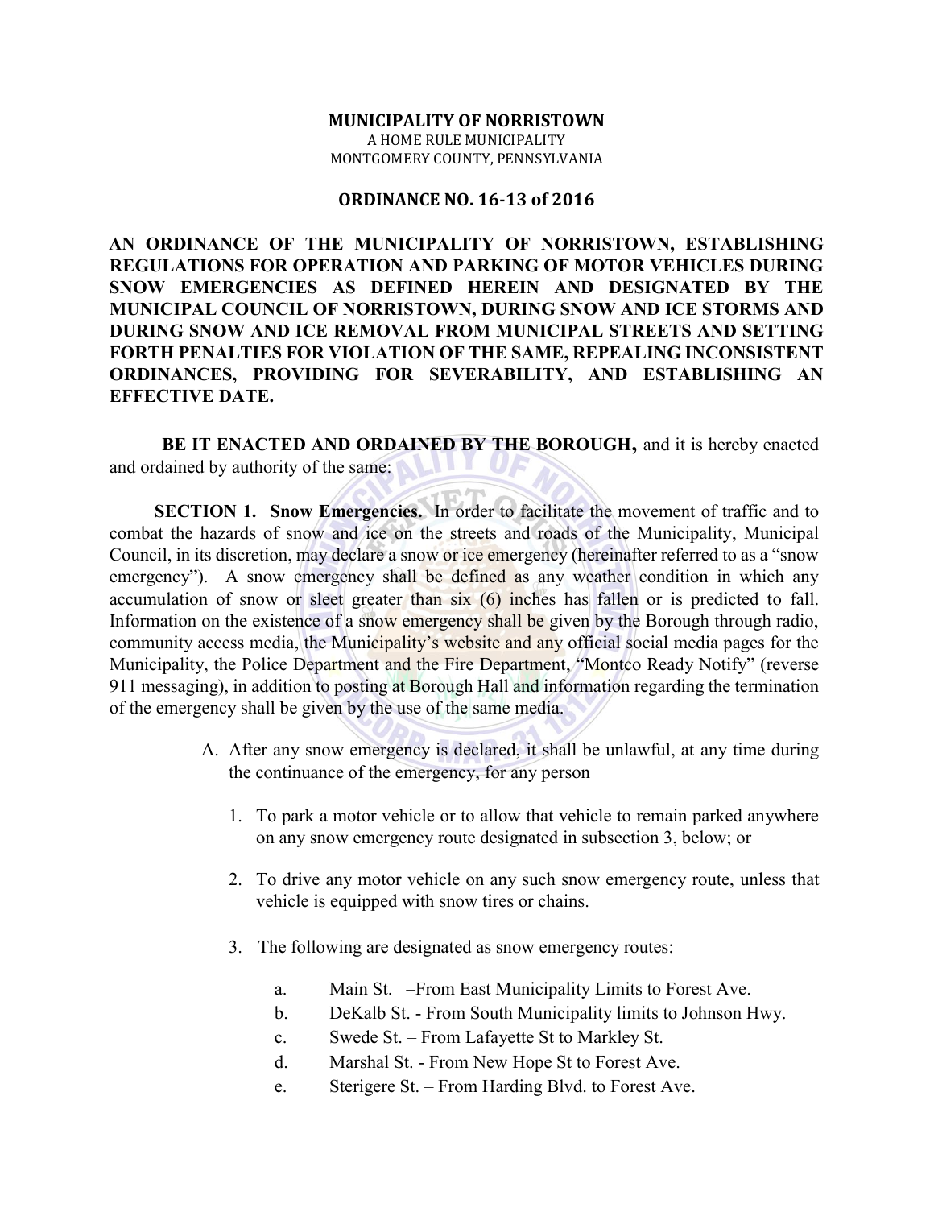**MUNICIPALITY OF NORRISTOWN**
A HOME RULE MUNICIPALITY
MONTGOMERY COUNTY, PENNSYLVANIA

**ORDINANCE NO. 16-13 of 2016**

**AN ORDINANCE OF THE MUNICIPALITY OF NORRISTOWN, ESTABLISHING REGULATIONS FOR OPERATION AND PARKING OF MOTOR VEHICLES DURING SNOW EMERGENCIES AS DEFINED HEREIN AND DESIGNATED BY THE MUNICIPAL COUNCIL OF NORRISTOWN, DURING SNOW AND ICE STORMS AND DURING SNOW AND ICE REMOVAL FROM MUNICIPAL STREETS AND SETTING FORTH PENALTIES FOR VIOLATION OF THE SAME, REPEALING INCONSISTENT ORDINANCES, PROVIDING FOR SEVERABILITY, AND ESTABLISHING AN EFFECTIVE DATE.**

**BE IT ENACTED AND ORDAINED BY THE BOROUGH,** and it is hereby enacted and ordained by authority of the same:

**SECTION 1. Snow Emergencies.** In order to facilitate the movement of traffic and to combat the hazards of snow and ice on the streets and roads of the Municipality, Municipal Council, in its discretion, may declare a snow or ice emergency (hereinafter referred to as a "snow emergency"). A snow emergency shall be defined as any weather condition in which any accumulation of snow or sleet greater than six (6) inches has fallen or is predicted to fall. Information on the existence of a snow emergency shall be given by the Borough through radio, community access media, the Municipality's website and any official social media pages for the Municipality, the Police Department and the Fire Department, "Montco Ready Notify" (reverse 911 messaging), in addition to posting at Borough Hall and information regarding the termination of the emergency shall be given by the use of the same media.

A. After any snow emergency is declared, it shall be unlawful, at any time during the continuance of the emergency, for any person

1. To park a motor vehicle or to allow that vehicle to remain parked anywhere on any snow emergency route designated in subsection 3, below; or

2. To drive any motor vehicle on any such snow emergency route, unless that vehicle is equipped with snow tires or chains.

3. The following are designated as snow emergency routes:

   a. Main St. –From East Municipality Limits to Forest Ave.
   b. DeKalb St. - From South Municipality limits to Johnson Hwy.
   c. Swede St. – From Lafayette St to Markley St.
   d. Marshal St. - From New Hope St to Forest Ave.
   e. Sterigere St. – From Harding Blvd. to Forest Ave.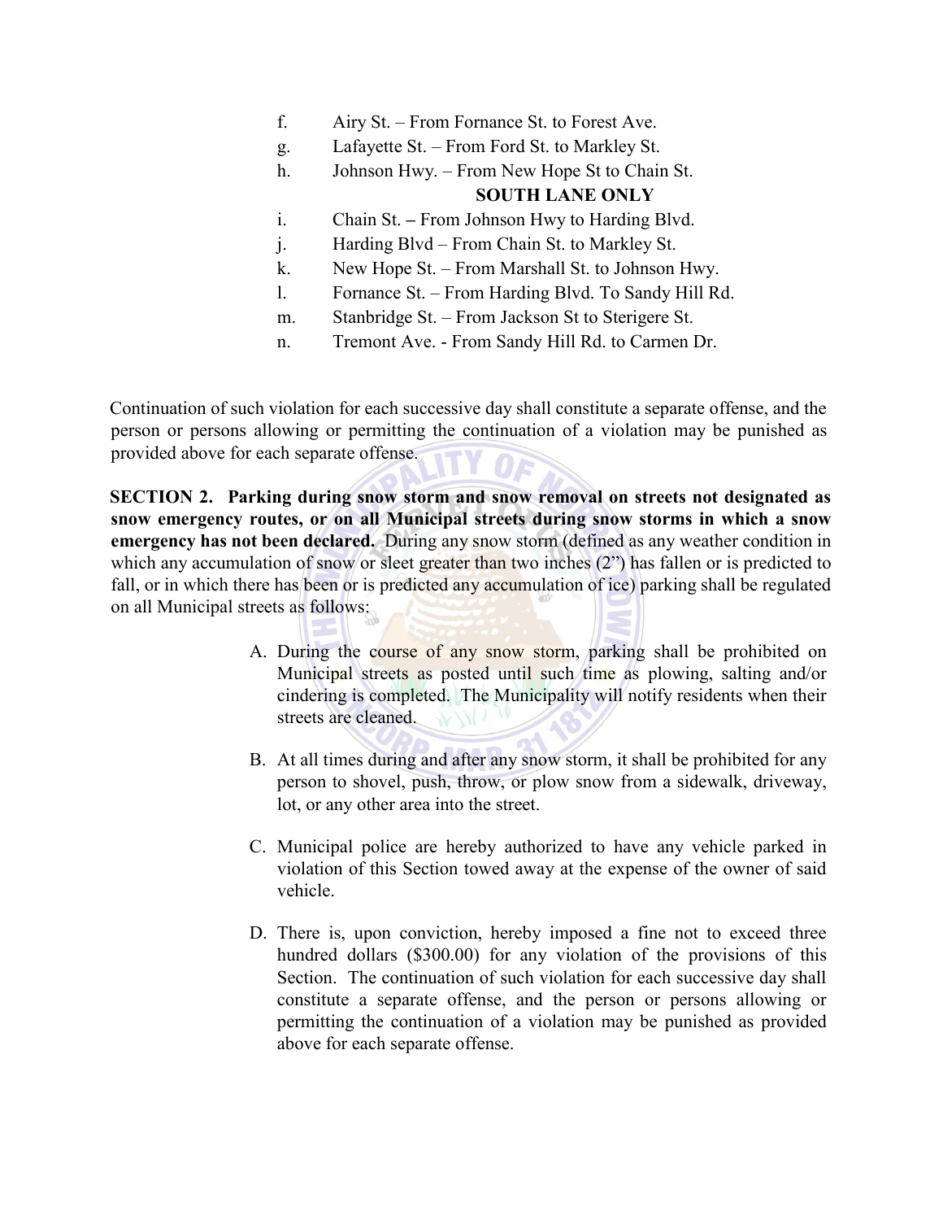f. Airy St. – From Fornance St. to Forest Ave.
g. Lafayette St. – From Ford St. to Markley St.
h. Johnson Hwy. – From New Hope St to Chain St.
**SOUTH LANE ONLY**
i. Chain St. **–** From Johnson Hwy to Harding Blvd.
j. Harding Blvd – From Chain St. to Markley St.
k. New Hope St. – From Marshall St. to Johnson Hwy.
l. Fornance St. – From Harding Blvd. To Sandy Hill Rd.
m. Stanbridge St. – From Jackson St to Sterigere St.
n. Tremont Ave. - From Sandy Hill Rd. to Carmen Dr.

Continuation of such violation for each successive day shall constitute a separate offense, and the person or persons allowing or permitting the continuation of a violation may be punished as provided above for each separate offense.

**SECTION 2. Parking during snow storm and snow removal on streets not designated as snow emergency routes, or on all Municipal streets during snow storms in which a snow emergency has not been declared.** During any snow storm (defined as any weather condition in which any accumulation of snow or sleet greater than two inches (2") has fallen or is predicted to fall, or in which there has been or is predicted any accumulation of ice) parking shall be regulated on all Municipal streets as follows:

A. During the course of any snow storm, parking shall be prohibited on Municipal streets as posted until such time as plowing, salting and/or cindering is completed. The Municipality will notify residents when their streets are cleaned.

B. At all times during and after any snow storm, it shall be prohibited for any person to shovel, push, throw, or plow snow from a sidewalk, driveway, lot, or any other area into the street.

C. Municipal police are hereby authorized to have any vehicle parked in violation of this Section towed away at the expense of the owner of said vehicle.

D. There is, upon conviction, hereby imposed a fine not to exceed three hundred dollars ($300.00) for any violation of the provisions of this Section. The continuation of such violation for each successive day shall constitute a separate offense, and the person or persons allowing or permitting the continuation of a violation may be punished as provided above for each separate offense.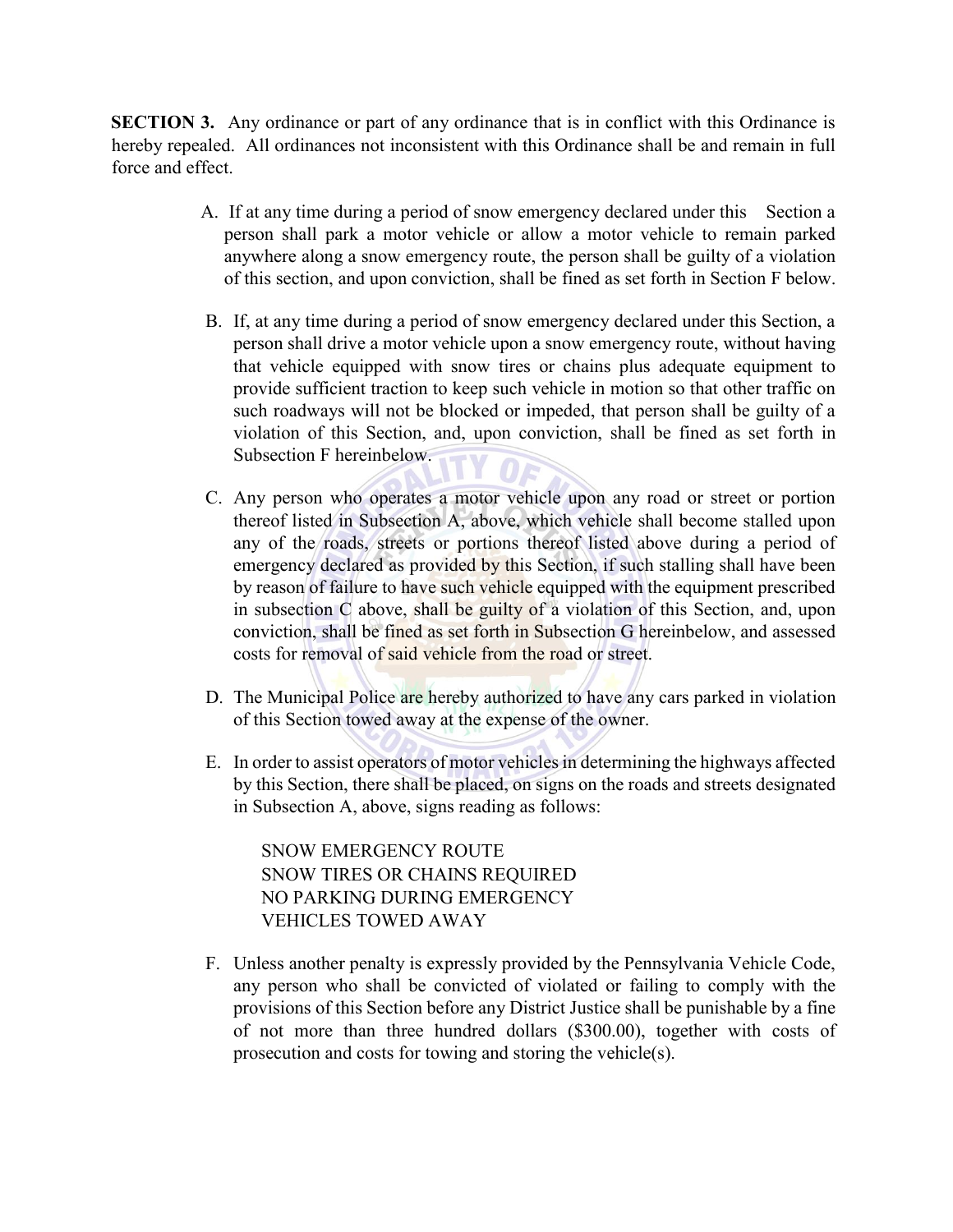**SECTION 3.** Any ordinance or part of any ordinance that is in conflict with this Ordinance is hereby repealed. All ordinances not inconsistent with this Ordinance shall be and remain in full force and effect.

A. If at any time during a period of snow emergency declared under this Section a person shall park a motor vehicle or allow a motor vehicle to remain parked anywhere along a snow emergency route, the person shall be guilty of a violation of this section, and upon conviction, shall be fined as set forth in Section F below.

B. If, at any time during a period of snow emergency declared under this Section, a person shall drive a motor vehicle upon a snow emergency route, without having that vehicle equipped with snow tires or chains plus adequate equipment to provide sufficient traction to keep such vehicle in motion so that other traffic on such roadways will not be blocked or impeded, that person shall be guilty of a violation of this Section, and, upon conviction, shall be fined as set forth in Subsection F hereinbelow.

C. Any person who operates a motor vehicle upon any road or street or portion thereof listed in Subsection A, above, which vehicle shall become stalled upon any of the roads, streets or portions thereof listed above during a period of emergency declared as provided by this Section, if such stalling shall have been by reason of failure to have such vehicle equipped with the equipment prescribed in subsection C above, shall be guilty of a violation of this Section, and, upon conviction, shall be fined as set forth in Subsection G hereinbelow, and assessed costs for removal of said vehicle from the road or street.

D. The Municipal Police are hereby authorized to have any cars parked in violation of this Section towed away at the expense of the owner.

E. In order to assist operators of motor vehicles in determining the highways affected by this Section, there shall be placed, on signs on the roads and streets designated in Subsection A, above, signs reading as follows:

   SNOW EMERGENCY ROUTE
   SNOW TIRES OR CHAINS REQUIRED
   NO PARKING DURING EMERGENCY
   VEHICLES TOWED AWAY

F. Unless another penalty is expressly provided by the Pennsylvania Vehicle Code, any person who shall be convicted of violated or failing to comply with the provisions of this Section before any District Justice shall be punishable by a fine of not more than three hundred dollars ($300.00), together with costs of prosecution and costs for towing and storing the vehicle(s).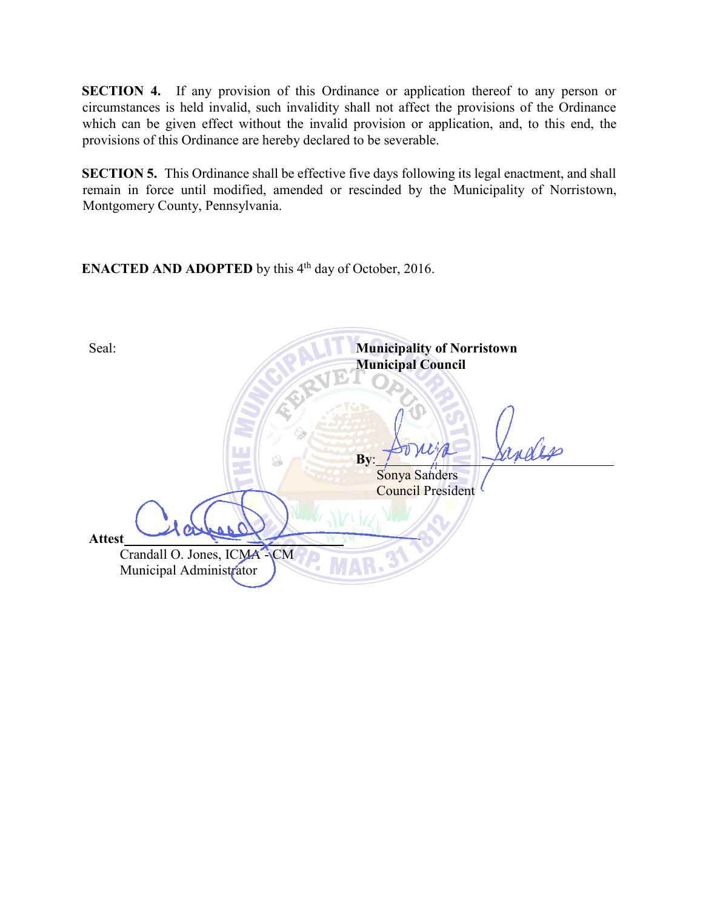**SECTION 4.** If any provision of this Ordinance or application thereof to any person or circumstances is held invalid, such invalidity shall not affect the provisions of the Ordinance which can be given effect without the invalid provision or application, and, to this end, the provisions of this Ordinance are hereby declared to be severable.

**SECTION 5.** This Ordinance shall be effective five days following its legal enactment, and shall remain in force until modified, amended or rescinded by the Municipality of Norristown, Montgomery County, Pennsylvania.

**ENACTED AND ADOPTED** by this 4th day of October, 2016.

Seal:

**Municipality of Norristown**
**Municipal Council**

**By**:______________________________
Sonya Sanders
Council President

**Attest**______________________________
Crandall O. Jones, ICMA - CM
Municipal Administrator